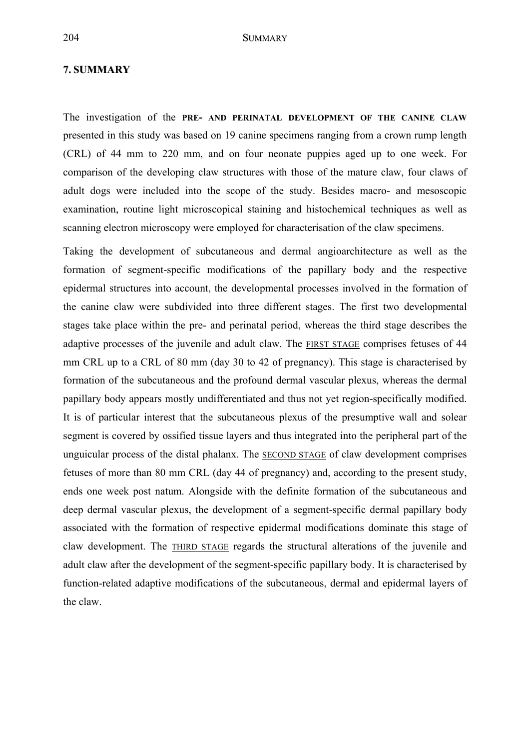## 7. SUMMARY

The investigation of the **PRE- AND PERINATAL DEVELOPMENT OF THE CANINE CLAW** presented in this study was based on 19 canine specimens ranging from a crown rump length (CRL) of 44 mm to 220 mm, and on four neonate puppies aged up to one week. For comparison of the developing claw structures with those of the mature claw, four claws of adult dogs were included into the scope of the study. Besides macro- and mesoscopic examination, routine light microscopical staining and histochemical techniques as well as scanning electron microscopy were employed for characterisation of the claw specimens.

Taking the development of subcutaneous and dermal angioarchitecture as well as the formation of segment-specific modifications of the papillary body and the respective epidermal structures into account, the developmental processes involved in the formation of the canine claw were subdivided into three different stages. The first two developmental stages take place within the pre- and perinatal period, whereas the third stage describes the adaptive processes of the juvenile and adult claw. The <u>FIRST STAGE</u> comprises fetuses of 44 mm CRL up to a CRL of 80 mm (day 30 to 42 of pregnancy). This stage is characterised by formation of the subcutaneous and the profound dermal vascular plexus, whereas the dermal papillary body appears mostly undifferentiated and thus not yet region-specifically modified. It is of particular interest that the subcutaneous plexus of the presumptive wall and solear segment is covered by ossified tissue layers and thus integrated into the peripheral part of the unguicular process of the distal phalanx. The <u>SECOND STAGE</u> of claw development comprises fetuses of more than 80 mm CRL (day 44 of pregnancy) and, according to the present study, ends one week post natum. Alongside with the definite formation of the subcutaneous and deep dermal vascular plexus, the development of a segment-specific dermal papillary body associated with the formation of respective epidermal modifications dominate this stage of claw development. The <u>THIRD STAGE</u> regards the structural alterations of the juvenile and adult claw after the development of the segment-specific papillary body. It is characterised by function-related adaptive modifications of the subcutaneous, dermal and epidermal layers of the claw.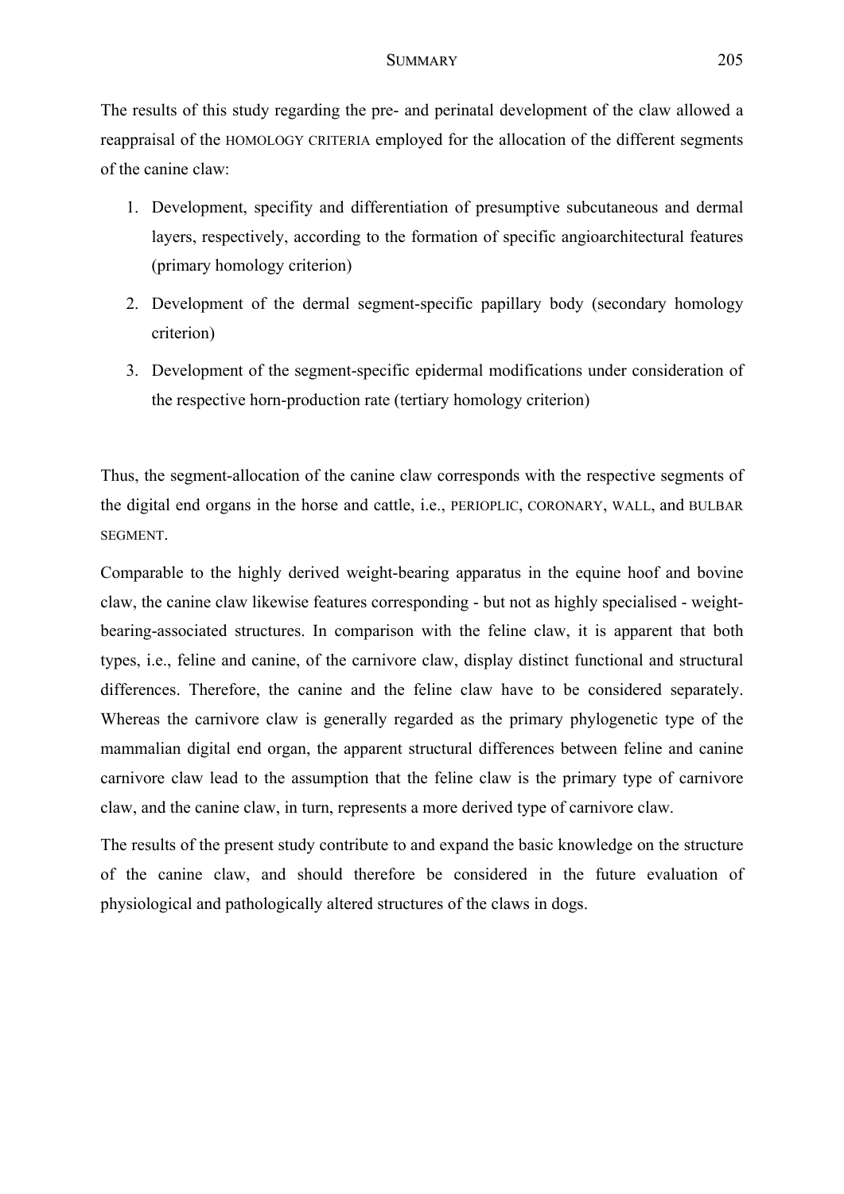The results of this study regarding the pre- and perinatal development of the claw allowed a reappraisal of the HOMOLOGY CRITERIA employed for the allocation of the different segments of the canine claw:

1. Development, specifity and differentiation of presumptive subcutaneous and dermal layers, respectively, according to the formation of specific angioarchitectural features (primary homology criterion)
2. Development of the dermal segment-specific papillary body (secondary homology criterion)
3. Development of the segment-specific epidermal modifications under consideration of the respective horn-production rate (tertiary homology criterion)

Thus, the segment-allocation of the canine claw corresponds with the respective segments of the digital end organs in the horse and cattle, i.e., PERIOPLIC, CORONARY, WALL, and BULBAR SEGMENT.

Comparable to the highly derived weight-bearing apparatus in the equine hoof and bovine claw, the canine claw likewise features corresponding - but not as highly specialised - weight-bearing-associated structures. In comparison with the feline claw, it is apparent that both types, i.e., feline and canine, of the carnivore claw, display distinct functional and structural differences. Therefore, the canine and the feline claw have to be considered separately. Whereas the carnivore claw is generally regarded as the primary phylogenetic type of the mammalian digital end organ, the apparent structural differences between feline and canine carnivore claw lead to the assumption that the feline claw is the primary type of carnivore claw, and the canine claw, in turn, represents a more derived type of carnivore claw.

The results of the present study contribute to and expand the basic knowledge on the structure of the canine claw, and should therefore be considered in the future evaluation of physiological and pathologically altered structures of the claws in dogs.